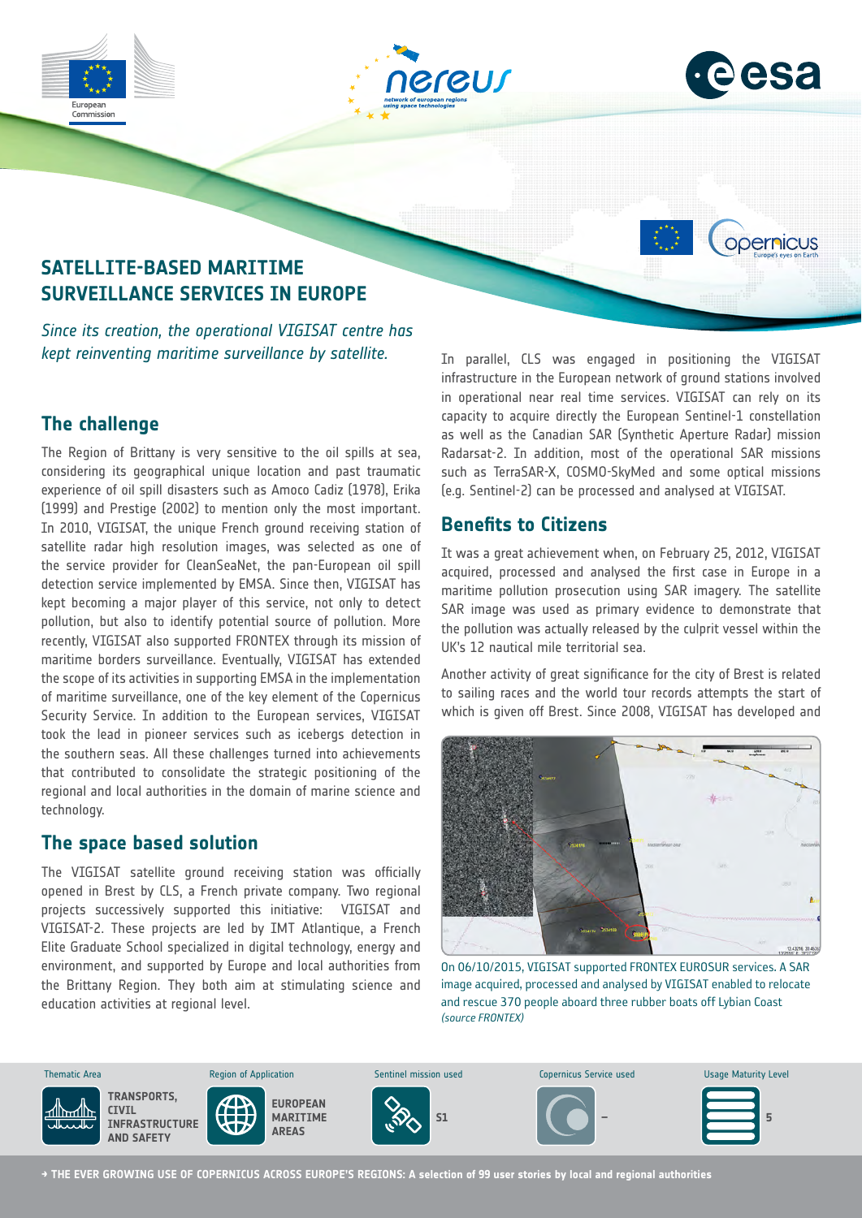# SATELLITE-BASED MARITIME SURVEILLANCE SERVICES IN EUROPE

*Since its creation, the operational VIGISAT centre has kept reinventing maritime surveillance by satellite.*

## The challenge

The Region of Brittany is very sensitive to the oil spills at sea, considering its geographical unique location and past traumatic experience of oil spill disasters such as Amoco Cadiz (1978), Erika (1999) and Prestige (2002) to mention only the most important. In 2010, VIGISAT, the unique French ground receiving station of satellite radar high resolution images, was selected as one of the service provider for CleanSeaNet, the pan-European oil spill detection service implemented by EMSA. Since then, VIGISAT has kept becoming a major player of this service, not only to detect pollution, but also to identify potential source of pollution. More recently, VIGISAT also supported FRONTEX through its mission of maritime borders surveillance. Eventually, VIGISAT has extended the scope of its activities in supporting EMSA in the implementation of maritime surveillance, one of the key element of the Copernicus Security Service. In addition to the European services, VIGISAT took the lead in pioneer services such as icebergs detection in the southern seas. All these challenges turned into achievements that contributed to consolidate the strategic positioning of the regional and local authorities in the domain of marine science and technology.

## The space based solution

The VIGISAT satellite ground receiving station was officially opened in Brest by CLS, a French private company. Two regional projects successively supported this initiative: VIGISAT and VIGISAT-2. These projects are led by IMT Atlantique, a French Elite Graduate School specialized in digital technology, energy and environment, and supported by Europe and local authorities from the Brittany Region. They both aim at stimulating science and education activities at regional level.

In parallel, CLS was engaged in positioning the VIGISAT infrastructure in the European network of ground stations involved in operational near real time services. VIGISAT can rely on its capacity to acquire directly the European Sentinel-1 constellation as well as the Canadian SAR (Synthetic Aperture Radar) mission Radarsat-2. In addition, most of the operational SAR missions such as TerraSAR-X, COSMO-SkyMed and some optical missions (e.g. Sentinel-2) can be processed and analysed at VIGISAT.

## Benefits to Citizens

It was a great achievement when, on February 25, 2012, VIGISAT acquired, processed and analysed the first case in Europe in a maritime pollution prosecution using SAR imagery. The satellite SAR image was used as primary evidence to demonstrate that the pollution was actually released by the culprit vessel within the UK's 12 nautical mile territorial sea.

Another activity of great significance for the city of Brest is related to sailing races and the world tour records attempts the start of which is given off Brest. Since 2008, VIGISAT has developed and

On 06/10/2015, VIGISAT supported FRONTEX EUROSUR services. A SAR image acquired, processed and analysed by VIGISAT enabled to relocate and rescue 370 people aboard three rubber boats off Lybian Coast *(source FRONTEX)*

| Thematic Area | Region of Application | Sentinel mission used | Copernicus Service used | Usage Maturity Level |
|---|---|---|---|---|
| TRANSPORTS, CIVIL INFRASTRUCTURE AND SAFETY | EUROPEAN MARITIME AREAS | S1 | – | 5 |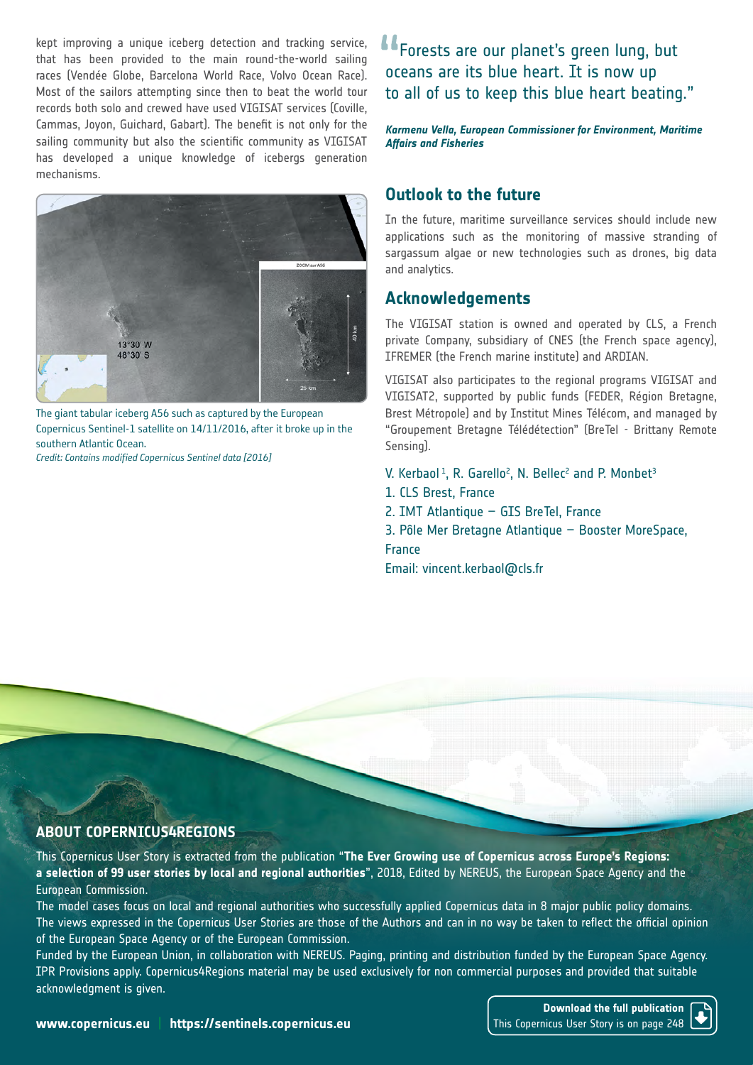kept improving a unique iceberg detection and tracking service, that has been provided to the main round-the-world sailing races (Vendée Globe, Barcelona World Race, Volvo Ocean Race). Most of the sailors attempting since then to beat the world tour records both solo and crewed have used VIGISAT services (Coville, Cammas, Joyon, Guichard, Gabart). The benefit is not only for the sailing community but also the scientific community as VIGISAT has developed a unique knowledge of icebergs generation mechanisms.

The giant tabular iceberg A56 such as captured by the European Copernicus Sentinel-1 satellite on 14/11/2016, after it broke up in the southern Atlantic Ocean.
*Credit: Contains modified Copernicus Sentinel data [2016]*

"Forests are our planet's green lung, but oceans are its blue heart. It is now up to all of us to keep this blue heart beating."

***Karmenu Vella, European Commissioner for Environment, Maritime Affairs and Fisheries***

## Outlook to the future

In the future, maritime surveillance services should include new applications such as the monitoring of massive stranding of sargassum algae or new technologies such as drones, big data and analytics.

## Acknowledgements

The VIGISAT station is owned and operated by CLS, a French private Company, subsidiary of CNES (the French space agency), IFREMER (the French marine institute) and ARDIAN.

VIGISAT also participates to the regional programs VIGISAT and VIGISAT2, supported by public funds (FEDER, Région Bretagne, Brest Métropole) and by Institut Mines Télécom, and managed by "Groupement Bretagne Télédétection" (BreTel - Brittany Remote Sensing).

V. Kerbaol [1], R. Garello[2], N. Bellec[2] and P. Monbet[3]
1. CLS Brest, France
2. IMT Atlantique – GIS BreTel, France
3. Pôle Mer Bretagne Atlantique – Booster MoreSpace, France
Email: vincent.kerbaol@cls.fr

## ABOUT COPERNICUS4REGIONS

This Copernicus User Story is extracted from the publication "**The Ever Growing use of Copernicus across Europe's Regions: a selection of 99 user stories by local and regional authorities**", 2018, Edited by NEREUS, the European Space Agency and the European Commission.
The model cases focus on local and regional authorities who successfully applied Copernicus data in 8 major public policy domains. The views expressed in the Copernicus User Stories are those of the Authors and can in no way be taken to reflect the official opinion of the European Space Agency or of the European Commission.
Funded by the European Union, in collaboration with NEREUS. Paging, printing and distribution funded by the European Space Agency. IPR Provisions apply. Copernicus4Regions material may be used exclusively for non commercial purposes and provided that suitable acknowledgment is given.

**www.copernicus.eu** | **https://sentinels.copernicus.eu**

**Download the full publication**
This Copernicus User Story is on page 248